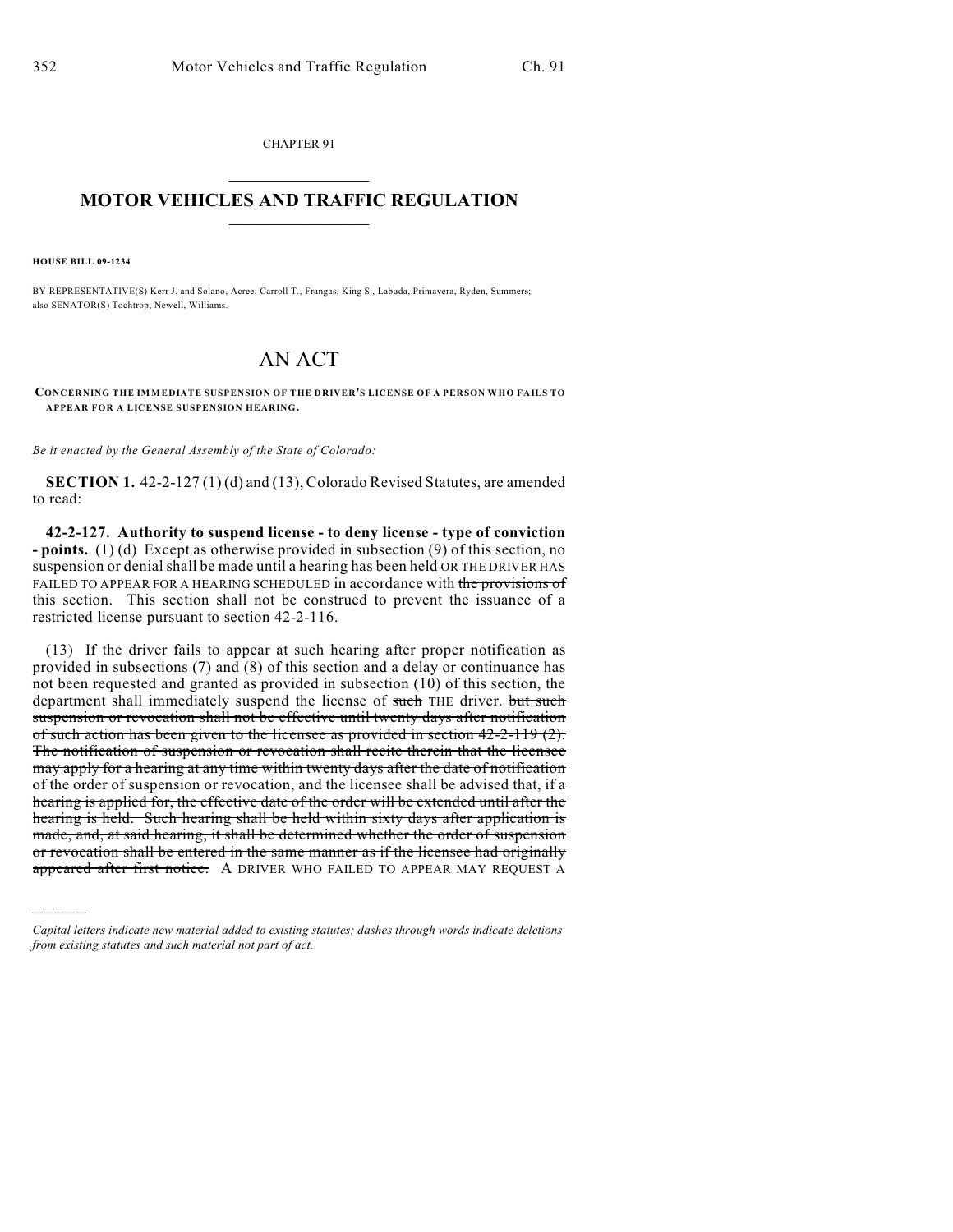CHAPTER 91

## MOTOR VEHICLES AND TRAFFIC REGULATION

**HOUSE BILL 09-1234**

BY REPRESENTATIVE(S) Kerr J. and Solano, Acree, Carroll T., Frangas, King S., Labuda, Primavera, Ryden, Summers; also SENATOR(S) Tochtrop, Newell, Williams.

# AN ACT

**CONCERNING THE IMMEDIATE SUSPENSION OF THE DRIVER'S LICENSE OF A PERSON WHO FAILS TO APPEAR FOR A LICENSE SUSPENSION HEARING.**

*Be it enacted by the General Assembly of the State of Colorado:*

**SECTION 1.** 42-2-127 (1) (d) and (13), Colorado Revised Statutes, are amended to read:

**42-2-127. Authority to suspend license - to deny license - type of conviction - points.** (1) (d) Except as otherwise provided in subsection (9) of this section, no suspension or denial shall be made until a hearing has been held OR THE DRIVER HAS FAILED TO APPEAR FOR A HEARING SCHEDULED in accordance with ~~the provisions of~~ this section. This section shall not be construed to prevent the issuance of a restricted license pursuant to section 42-2-116.

(13) If the driver fails to appear at such hearing after proper notification as provided in subsections (7) and (8) of this section and a delay or continuance has not been requested and granted as provided in subsection (10) of this section, the department shall immediately suspend the license of ~~such~~ THE driver. ~~but such suspension or revocation shall not be effective until twenty days after notification of such action has been given to the licensee as provided in section 42-2-119 (2). The notification of suspension or revocation shall recite therein that the licensee may apply for a hearing at any time within twenty days after the date of notification of the order of suspension or revocation, and the licensee shall be advised that, if a hearing is applied for, the effective date of the order will be extended until after the hearing is held. Such hearing shall be held within sixty days after application is made, and, at said hearing, it shall be determined whether the order of suspension or revocation shall be entered in the same manner as if the licensee had originally appeared after first notice.~~ A DRIVER WHO FAILED TO APPEAR MAY REQUEST A

---

*Capital letters indicate new material added to existing statutes; dashes through words indicate deletions from existing statutes and such material not part of act.*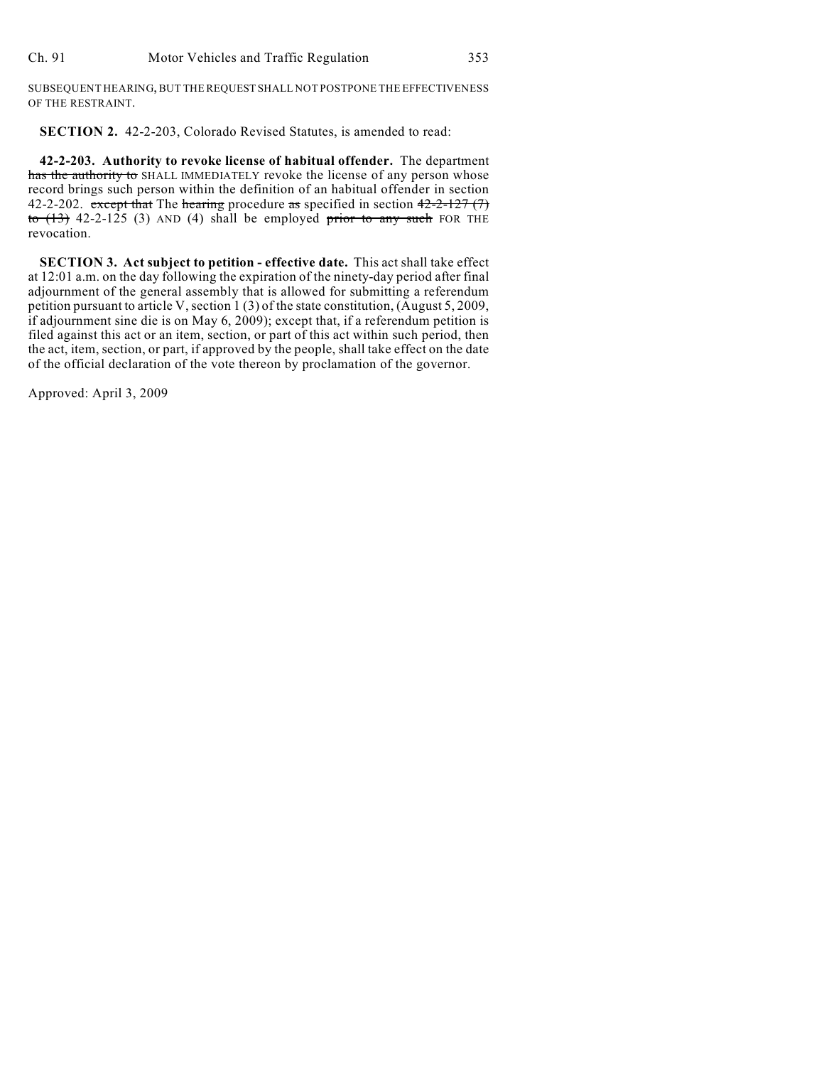SUBSEQUENT HEARING, BUT THE REQUEST SHALL NOT POSTPONE THE EFFECTIVENESS OF THE RESTRAINT.

**SECTION 2.** 42-2-203, Colorado Revised Statutes, is amended to read:

**42-2-203. Authority to revoke license of habitual offender.** The department ~~has the authority to~~ SHALL IMMEDIATELY revoke the license of any person whose record brings such person within the definition of an habitual offender in section 42-2-202. ~~except that~~ The ~~hearing~~ procedure ~~as~~ specified in section ~~42-2-127 (7) to (13)~~ 42-2-125 (3) AND (4) shall be employed ~~prior to any such~~ FOR THE revocation.

**SECTION 3. Act subject to petition - effective date.** This act shall take effect at 12:01 a.m. on the day following the expiration of the ninety-day period after final adjournment of the general assembly that is allowed for submitting a referendum petition pursuant to article V, section 1 (3) of the state constitution, (August 5, 2009, if adjournment sine die is on May 6, 2009); except that, if a referendum petition is filed against this act or an item, section, or part of this act within such period, then the act, item, section, or part, if approved by the people, shall take effect on the date of the official declaration of the vote thereon by proclamation of the governor.

Approved: April 3, 2009